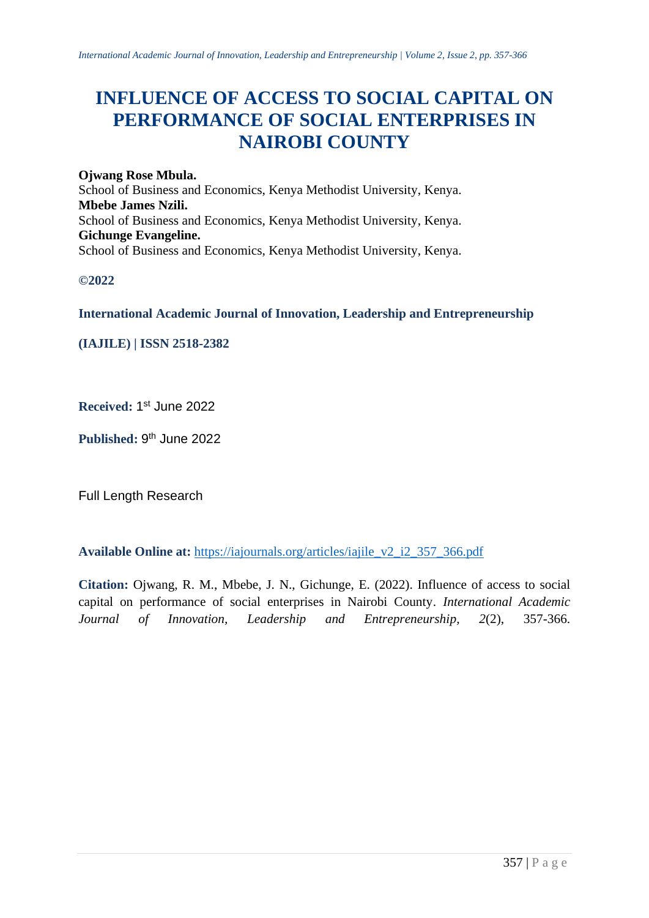# INFLUENCE OF ACCESS TO SOCIAL CAPITAL ON PERFORMANCE OF SOCIAL ENTERPRISES IN NAIROBI COUNTY

**Ojwang Rose Mbula.**
School of Business and Economics, Kenya Methodist University, Kenya.
**Mbebe James Nzili.**
School of Business and Economics, Kenya Methodist University, Kenya.
**Gichunge Evangeline.**
School of Business and Economics, Kenya Methodist University, Kenya.

**©2022**

**International Academic Journal of Innovation, Leadership and Entrepreneurship**

**(IAJILE) | ISSN 2518-2382**

**Received:** 1st June 2022

**Published:** 9th June 2022

Full Length Research

**Available Online at:** https://iajournals.org/articles/iajile_v2_i2_357_366.pdf

**Citation:** Ojwang, R. M., Mbebe, J. N., Gichunge, E. (2022). Influence of access to social capital on performance of social enterprises in Nairobi County. *International Academic Journal of Innovation, Leadership and Entrepreneurship, 2*(2), 357-366.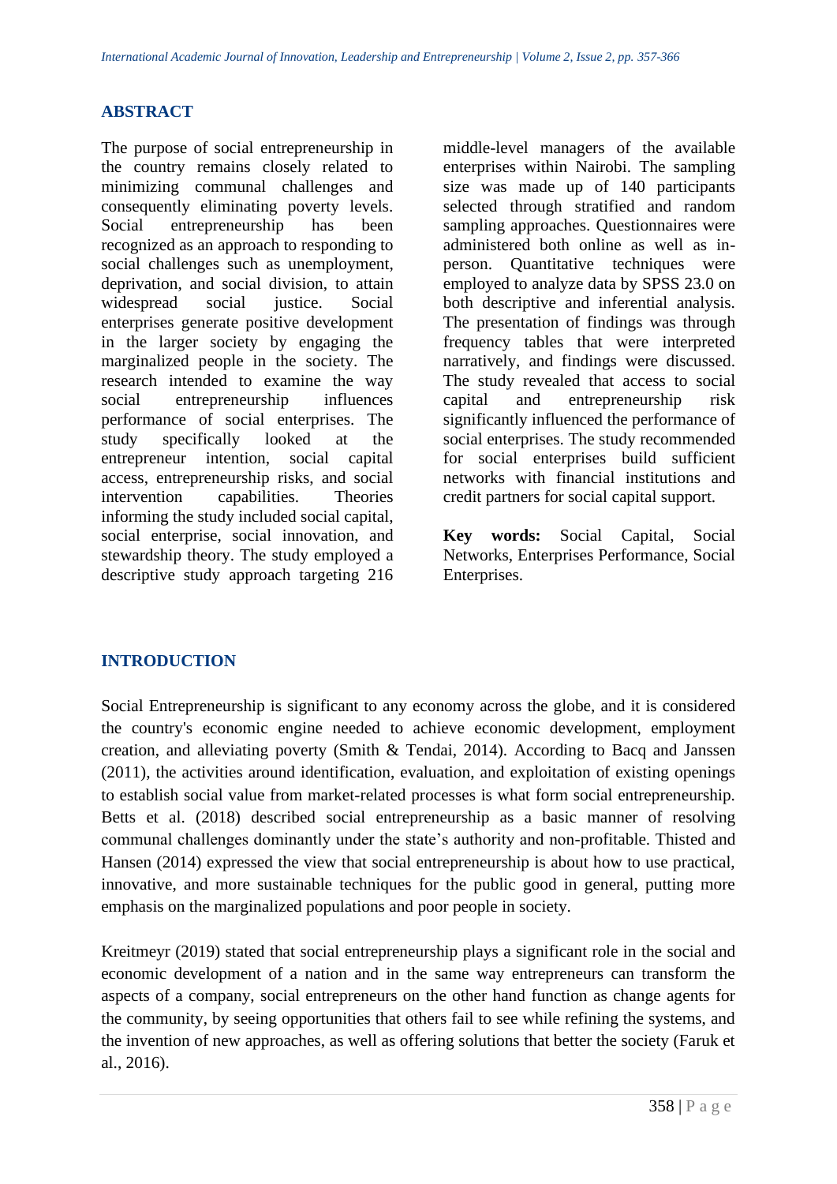## ABSTRACT

The purpose of social entrepreneurship in the country remains closely related to minimizing communal challenges and consequently eliminating poverty levels. Social entrepreneurship has been recognized as an approach to responding to social challenges such as unemployment, deprivation, and social division, to attain widespread social justice. Social enterprises generate positive development in the larger society by engaging the marginalized people in the society. The research intended to examine the way social entrepreneurship influences performance of social enterprises. The study specifically looked at the entrepreneur intention, social capital access, entrepreneurship risks, and social intervention capabilities. Theories informing the study included social capital, social enterprise, social innovation, and stewardship theory. The study employed a descriptive study approach targeting 216 middle-level managers of the available enterprises within Nairobi. The sampling size was made up of 140 participants selected through stratified and random sampling approaches. Questionnaires were administered both online as well as in-person. Quantitative techniques were employed to analyze data by SPSS 23.0 on both descriptive and inferential analysis. The presentation of findings was through frequency tables that were interpreted narratively, and findings were discussed. The study revealed that access to social capital and entrepreneurship risk significantly influenced the performance of social enterprises. The study recommended for social enterprises build sufficient networks with financial institutions and credit partners for social capital support.

**Key words:** Social Capital, Social Networks, Enterprises Performance, Social Enterprises.

## INTRODUCTION

Social Entrepreneurship is significant to any economy across the globe, and it is considered the country's economic engine needed to achieve economic development, employment creation, and alleviating poverty (Smith & Tendai, 2014). According to Bacq and Janssen (2011), the activities around identification, evaluation, and exploitation of existing openings to establish social value from market-related processes is what form social entrepreneurship. Betts et al. (2018) described social entrepreneurship as a basic manner of resolving communal challenges dominantly under the state's authority and non-profitable. Thisted and Hansen (2014) expressed the view that social entrepreneurship is about how to use practical, innovative, and more sustainable techniques for the public good in general, putting more emphasis on the marginalized populations and poor people in society.

Kreitmeyr (2019) stated that social entrepreneurship plays a significant role in the social and economic development of a nation and in the same way entrepreneurs can transform the aspects of a company, social entrepreneurs on the other hand function as change agents for the community, by seeing opportunities that others fail to see while refining the systems, and the invention of new approaches, as well as offering solutions that better the society (Faruk et al., 2016).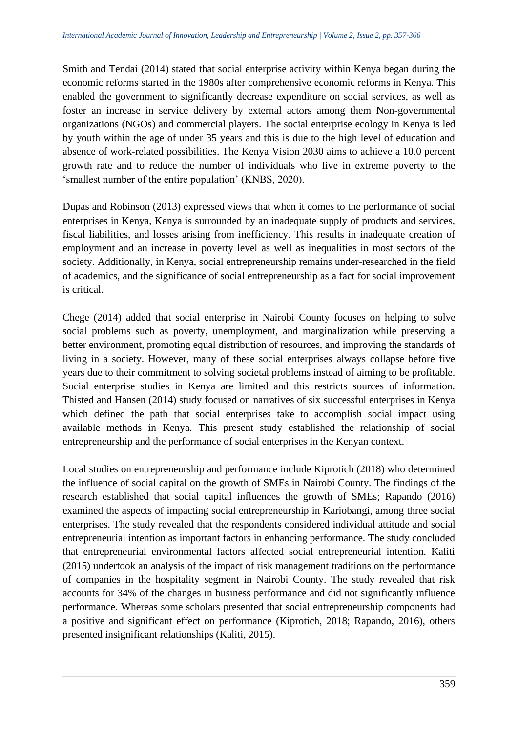Smith and Tendai (2014) stated that social enterprise activity within Kenya began during the economic reforms started in the 1980s after comprehensive economic reforms in Kenya. This enabled the government to significantly decrease expenditure on social services, as well as foster an increase in service delivery by external actors among them Non-governmental organizations (NGOs) and commercial players. The social enterprise ecology in Kenya is led by youth within the age of under 35 years and this is due to the high level of education and absence of work-related possibilities. The Kenya Vision 2030 aims to achieve a 10.0 percent growth rate and to reduce the number of individuals who live in extreme poverty to the 'smallest number of the entire population' (KNBS, 2020).

Dupas and Robinson (2013) expressed views that when it comes to the performance of social enterprises in Kenya, Kenya is surrounded by an inadequate supply of products and services, fiscal liabilities, and losses arising from inefficiency. This results in inadequate creation of employment and an increase in poverty level as well as inequalities in most sectors of the society. Additionally, in Kenya, social entrepreneurship remains under-researched in the field of academics, and the significance of social entrepreneurship as a fact for social improvement is critical.

Chege (2014) added that social enterprise in Nairobi County focuses on helping to solve social problems such as poverty, unemployment, and marginalization while preserving a better environment, promoting equal distribution of resources, and improving the standards of living in a society. However, many of these social enterprises always collapse before five years due to their commitment to solving societal problems instead of aiming to be profitable. Social enterprise studies in Kenya are limited and this restricts sources of information. Thisted and Hansen (2014) study focused on narratives of six successful enterprises in Kenya which defined the path that social enterprises take to accomplish social impact using available methods in Kenya. This present study established the relationship of social entrepreneurship and the performance of social enterprises in the Kenyan context.

Local studies on entrepreneurship and performance include Kiprotich (2018) who determined the influence of social capital on the growth of SMEs in Nairobi County. The findings of the research established that social capital influences the growth of SMEs; Rapando (2016) examined the aspects of impacting social entrepreneurship in Kariobangi, among three social enterprises. The study revealed that the respondents considered individual attitude and social entrepreneurial intention as important factors in enhancing performance. The study concluded that entrepreneurial environmental factors affected social entrepreneurial intention. Kaliti (2015) undertook an analysis of the impact of risk management traditions on the performance of companies in the hospitality segment in Nairobi County. The study revealed that risk accounts for 34% of the changes in business performance and did not significantly influence performance. Whereas some scholars presented that social entrepreneurship components had a positive and significant effect on performance (Kiprotich, 2018; Rapando, 2016), others presented insignificant relationships (Kaliti, 2015).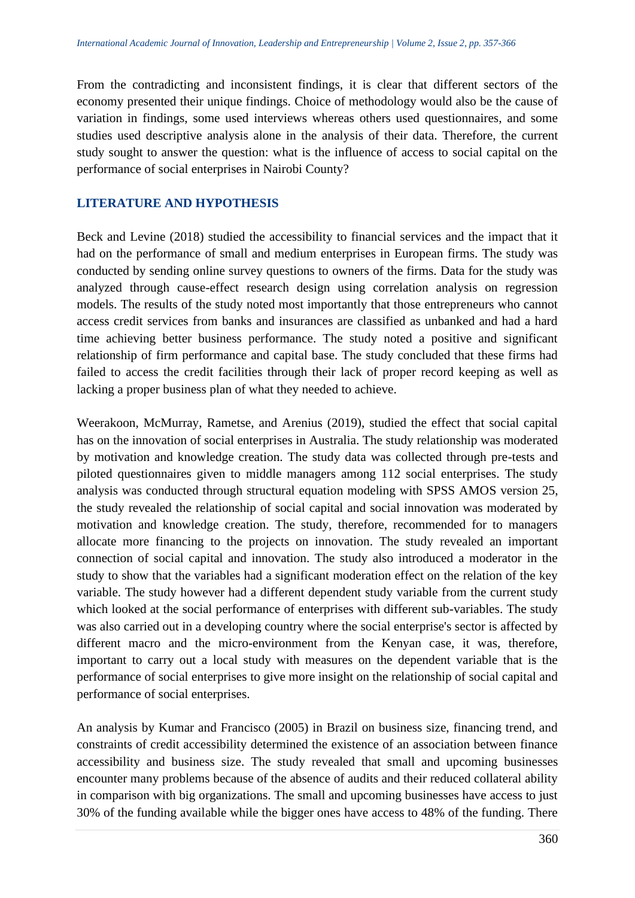From the contradicting and inconsistent findings, it is clear that different sectors of the economy presented their unique findings. Choice of methodology would also be the cause of variation in findings, some used interviews whereas others used questionnaires, and some studies used descriptive analysis alone in the analysis of their data. Therefore, the current study sought to answer the question: what is the influence of access to social capital on the performance of social enterprises in Nairobi County?

## LITERATURE AND HYPOTHESIS

Beck and Levine (2018) studied the accessibility to financial services and the impact that it had on the performance of small and medium enterprises in European firms. The study was conducted by sending online survey questions to owners of the firms. Data for the study was analyzed through cause-effect research design using correlation analysis on regression models. The results of the study noted most importantly that those entrepreneurs who cannot access credit services from banks and insurances are classified as unbanked and had a hard time achieving better business performance. The study noted a positive and significant relationship of firm performance and capital base. The study concluded that these firms had failed to access the credit facilities through their lack of proper record keeping as well as lacking a proper business plan of what they needed to achieve.

Weerakoon, McMurray, Rametse, and Arenius (2019), studied the effect that social capital has on the innovation of social enterprises in Australia. The study relationship was moderated by motivation and knowledge creation. The study data was collected through pre-tests and piloted questionnaires given to middle managers among 112 social enterprises. The study analysis was conducted through structural equation modeling with SPSS AMOS version 25, the study revealed the relationship of social capital and social innovation was moderated by motivation and knowledge creation. The study, therefore, recommended for to managers allocate more financing to the projects on innovation. The study revealed an important connection of social capital and innovation. The study also introduced a moderator in the study to show that the variables had a significant moderation effect on the relation of the key variable. The study however had a different dependent study variable from the current study which looked at the social performance of enterprises with different sub-variables. The study was also carried out in a developing country where the social enterprise's sector is affected by different macro and the micro-environment from the Kenyan case, it was, therefore, important to carry out a local study with measures on the dependent variable that is the performance of social enterprises to give more insight on the relationship of social capital and performance of social enterprises.

An analysis by Kumar and Francisco (2005) in Brazil on business size, financing trend, and constraints of credit accessibility determined the existence of an association between finance accessibility and business size. The study revealed that small and upcoming businesses encounter many problems because of the absence of audits and their reduced collateral ability in comparison with big organizations. The small and upcoming businesses have access to just 30% of the funding available while the bigger ones have access to 48% of the funding. There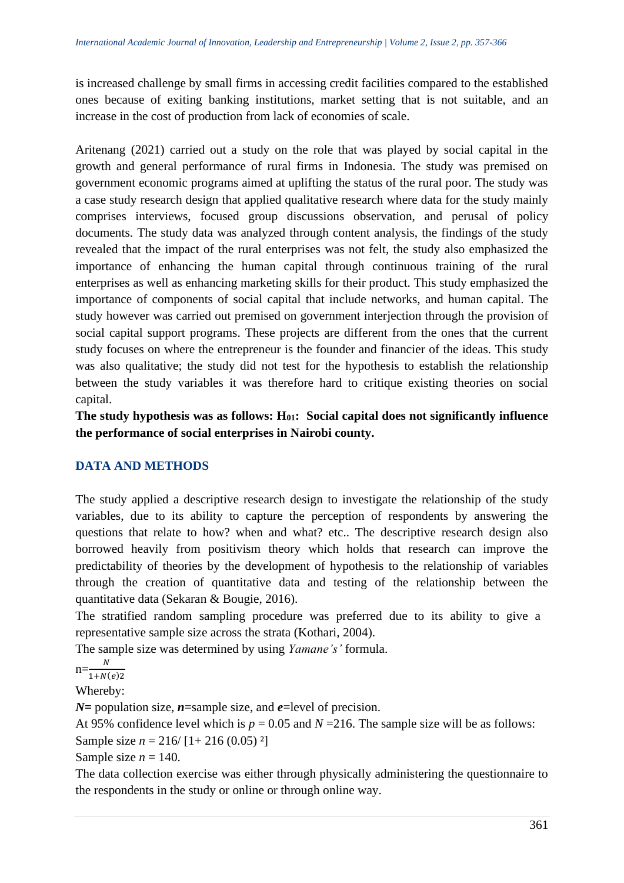is increased challenge by small firms in accessing credit facilities compared to the established ones because of exiting banking institutions, market setting that is not suitable, and an increase in the cost of production from lack of economies of scale.

Aritenang (2021) carried out a study on the role that was played by social capital in the growth and general performance of rural firms in Indonesia. The study was premised on government economic programs aimed at uplifting the status of the rural poor. The study was a case study research design that applied qualitative research where data for the study mainly comprises interviews, focused group discussions observation, and perusal of policy documents. The study data was analyzed through content analysis, the findings of the study revealed that the impact of the rural enterprises was not felt, the study also emphasized the importance of enhancing the human capital through continuous training of the rural enterprises as well as enhancing marketing skills for their product. This study emphasized the importance of components of social capital that include networks, and human capital. The study however was carried out premised on government interjection through the provision of social capital support programs. These projects are different from the ones that the current study focuses on where the entrepreneur is the founder and financier of the ideas. This study was also qualitative; the study did not test for the hypothesis to establish the relationship between the study variables it was therefore hard to critique existing theories on social capital.

**The study hypothesis was as follows: $H_{01}$: Social capital does not significantly influence the performance of social enterprises in Nairobi county.**

## DATA AND METHODS

The study applied a descriptive research design to investigate the relationship of the study variables, due to its ability to capture the perception of respondents by answering the questions that relate to how? when and what? etc.. The descriptive research design also borrowed heavily from positivism theory which holds that research can improve the predictability of theories by the development of hypothesis to the relationship of variables through the creation of quantitative data and testing of the relationship between the quantitative data (Sekaran & Bougie, 2016).

The stratified random sampling procedure was preferred due to its ability to give a representative sample size across the strata (Kothari, 2004).

The sample size was determined by using *Yamane's'* formula.

$$n=\frac{N}{1+N(e)2}$$

Whereby:

***N*=** population size, ***n***=sample size, and ***e***=level of precision.

At 95% confidence level which is $p = 0.05$ and $N = 216$. The sample size will be as follows:

Sample size $n = 216/ [1+ 216 (0.05)^2]$

Sample size $n = 140$.

The data collection exercise was either through physically administering the questionnaire to the respondents in the study or online or through online way.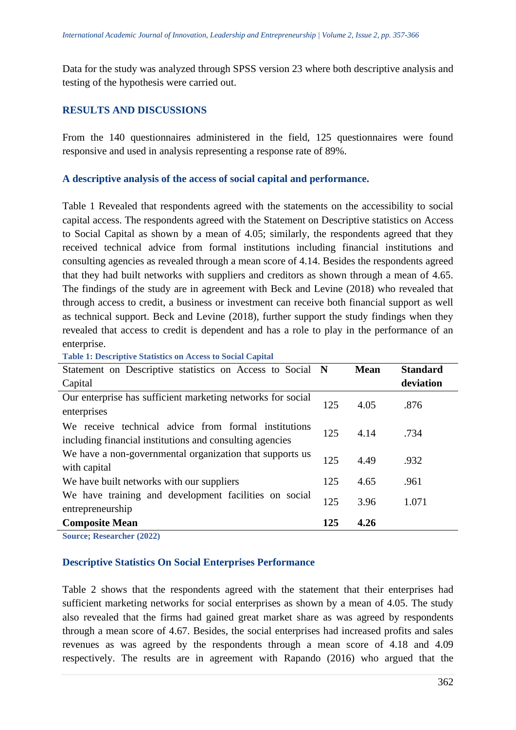Data for the study was analyzed through SPSS version 23 where both descriptive analysis and testing of the hypothesis were carried out.

## RESULTS AND DISCUSSIONS

From the 140 questionnaires administered in the field, 125 questionnaires were found responsive and used in analysis representing a response rate of 89%.

### A descriptive analysis of the access of social capital and performance.

Table 1 Revealed that respondents agreed with the statements on the accessibility to social capital access. The respondents agreed with the Statement on Descriptive statistics on Access to Social Capital as shown by a mean of 4.05; similarly, the respondents agreed that they received technical advice from formal institutions including financial institutions and consulting agencies as revealed through a mean score of 4.14. Besides the respondents agreed that they had built networks with suppliers and creditors as shown through a mean of 4.65. The findings of the study are in agreement with Beck and Levine (2018) who revealed that through access to credit, a business or investment can receive both financial support as well as technical support. Beck and Levine (2018), further support the study findings when they revealed that access to credit is dependent and has a role to play in the performance of an enterprise.

**Table 1: Descriptive Statistics on Access to Social Capital**

| Statement on Descriptive statistics on Access to Social Capital | N | Mean | Standard deviation |
|---|---|---|---|
| Our enterprise has sufficient marketing networks for social enterprises | 125 | 4.05 | .876 |
| We receive technical advice from formal institutions including financial institutions and consulting agencies | 125 | 4.14 | .734 |
| We have a non-governmental organization that supports us with capital | 125 | 4.49 | .932 |
| We have built networks with our suppliers | 125 | 4.65 | .961 |
| We have training and development facilities on social entrepreneurship | 125 | 3.96 | 1.071 |
| **Composite Mean** | **125** | **4.26** | |

**Source; Researcher (2022)**

### Descriptive Statistics On Social Enterprises Performance

Table 2 shows that the respondents agreed with the statement that their enterprises had sufficient marketing networks for social enterprises as shown by a mean of 4.05. The study also revealed that the firms had gained great market share as was agreed by respondents through a mean score of 4.67. Besides, the social enterprises had increased profits and sales revenues as was agreed by the respondents through a mean score of 4.18 and 4.09 respectively. The results are in agreement with Rapando (2016) who argued that the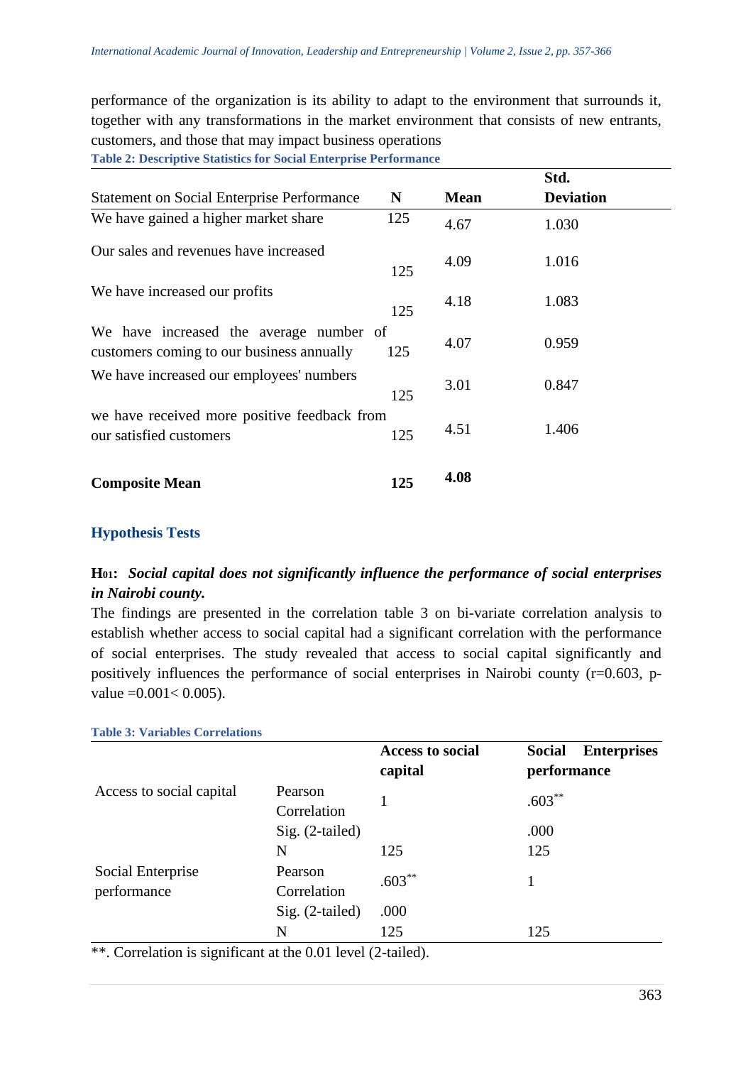performance of the organization is its ability to adapt to the environment that surrounds it, together with any transformations in the market environment that consists of new entrants, customers, and those that may impact business operations

**Table 2: Descriptive Statistics for Social Enterprise Performance**

| Statement on Social Enterprise Performance | N | Mean | Std. Deviation |
|---|---|---|---|
| We have gained a higher market share | 125 | 4.67 | 1.030 |
| Our sales and revenues have increased | 125 | 4.09 | 1.016 |
| We have increased our profits | 125 | 4.18 | 1.083 |
| We have increased the average number of customers coming to our business annually | 125 | 4.07 | 0.959 |
| We have increased our employees' numbers | 125 | 3.01 | 0.847 |
| we have received more positive feedback from our satisfied customers | 125 | 4.51 | 1.406 |
| **Composite Mean** | **125** | **4.08** | |

## Hypothesis Tests

**H01:** ***Social capital does not significantly influence the performance of social enterprises in Nairobi county.***

The findings are presented in the correlation table 3 on bi-variate correlation analysis to establish whether access to social capital had a significant correlation with the performance of social enterprises. The study revealed that access to social capital significantly and positively influences the performance of social enterprises in Nairobi county (r=0.603, p-value =0.001< 0.005).

**Table 3: Variables Correlations**

| | | Access to social capital | Social Enterprises performance |
|---|---|---|---|
| Access to social capital | Pearson Correlation | 1 | .603** |
| | Sig. (2-tailed) | | .000 |
| | N | 125 | 125 |
| Social Enterprise performance | Pearson Correlation | .603** | 1 |
| | Sig. (2-tailed) | .000 | |
| | N | 125 | 125 |

**. Correlation is significant at the 0.01 level (2-tailed).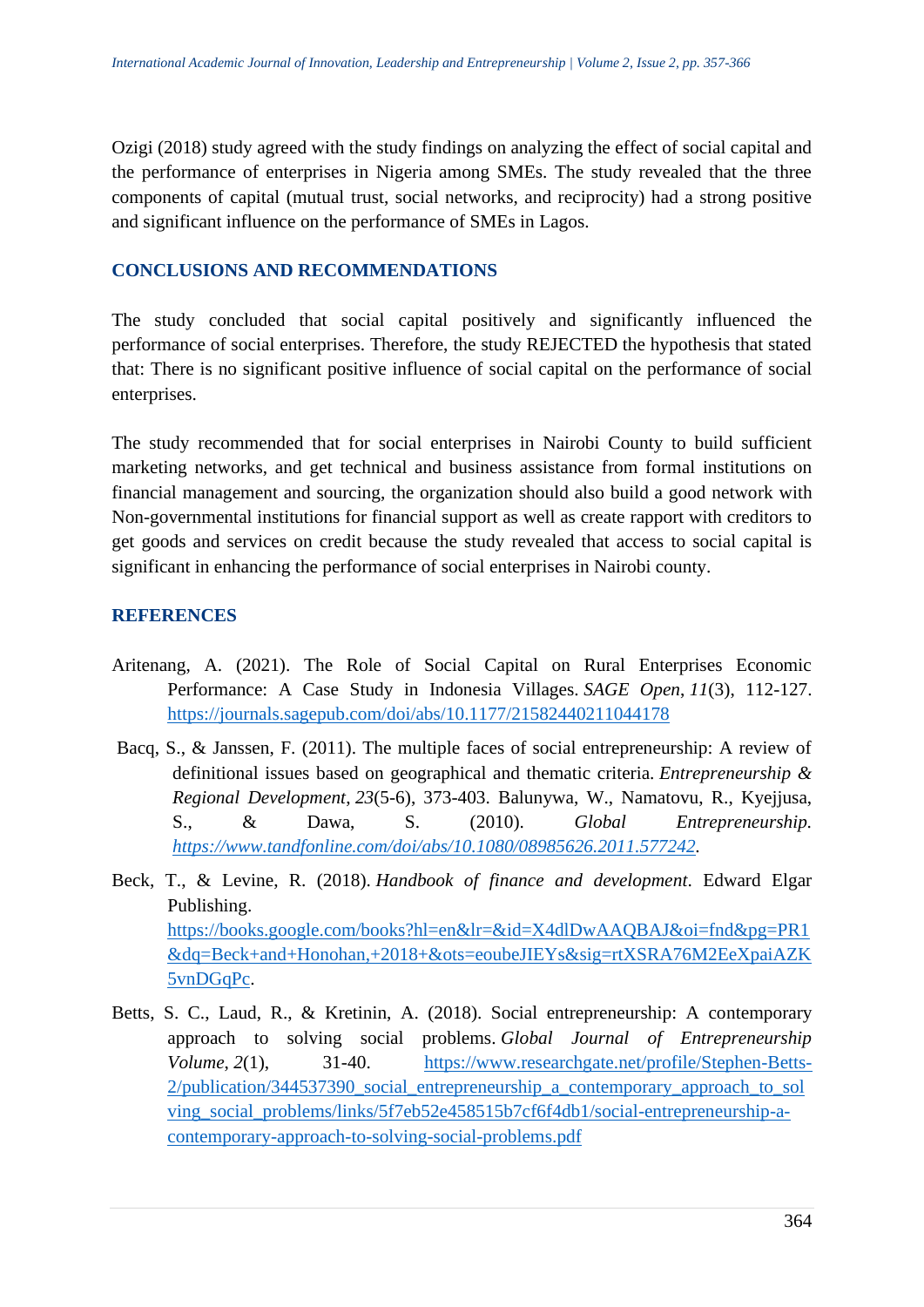Ozigi (2018) study agreed with the study findings on analyzing the effect of social capital and the performance of enterprises in Nigeria among SMEs. The study revealed that the three components of capital (mutual trust, social networks, and reciprocity) had a strong positive and significant influence on the performance of SMEs in Lagos.

## CONCLUSIONS AND RECOMMENDATIONS

The study concluded that social capital positively and significantly influenced the performance of social enterprises. Therefore, the study REJECTED the hypothesis that stated that: There is no significant positive influence of social capital on the performance of social enterprises.

The study recommended that for social enterprises in Nairobi County to build sufficient marketing networks, and get technical and business assistance from formal institutions on financial management and sourcing, the organization should also build a good network with Non-governmental institutions for financial support as well as create rapport with creditors to get goods and services on credit because the study revealed that access to social capital is significant in enhancing the performance of social enterprises in Nairobi county.

## REFERENCES

Aritenang, A. (2021). The Role of Social Capital on Rural Enterprises Economic Performance: A Case Study in Indonesia Villages. *SAGE Open*, *11*(3), 112-127. https://journals.sagepub.com/doi/abs/10.1177/21582440211044178

Bacq, S., & Janssen, F. (2011). The multiple faces of social entrepreneurship: A review of definitional issues based on geographical and thematic criteria. *Entrepreneurship & Regional Development*, *23*(5-6), 373-403. Balunywa, W., Namatovu, R., Kyejjusa, S., & Dawa, S. (2010). *Global Entrepreneurship*. *https://www.tandfonline.com/doi/abs/10.1080/08985626.2011.577242*.

Beck, T., & Levine, R. (2018). *Handbook of finance and development*. Edward Elgar Publishing. https://books.google.com/books?hl=en&lr=&id=X4dlDwAAQBAJ&oi=fnd&pg=PR1&dq=Beck+and+Honohan,+2018+&ots=eoubeJIEYs&sig=rtXSRA76M2EeXpaiAZK5vnDGqPc.

Betts, S. C., Laud, R., & Kretinin, A. (2018). Social entrepreneurship: A contemporary approach to solving social problems. *Global Journal of Entrepreneurship Volume*, *2*(1), 31-40. https://www.researchgate.net/profile/Stephen-Betts-2/publication/344537390_social_entrepreneurship_a_contemporary_approach_to_solving_social_problems/links/5f7eb52e458515b7cf6f4db1/social-entrepreneurship-a-contemporary-approach-to-solving-social-problems.pdf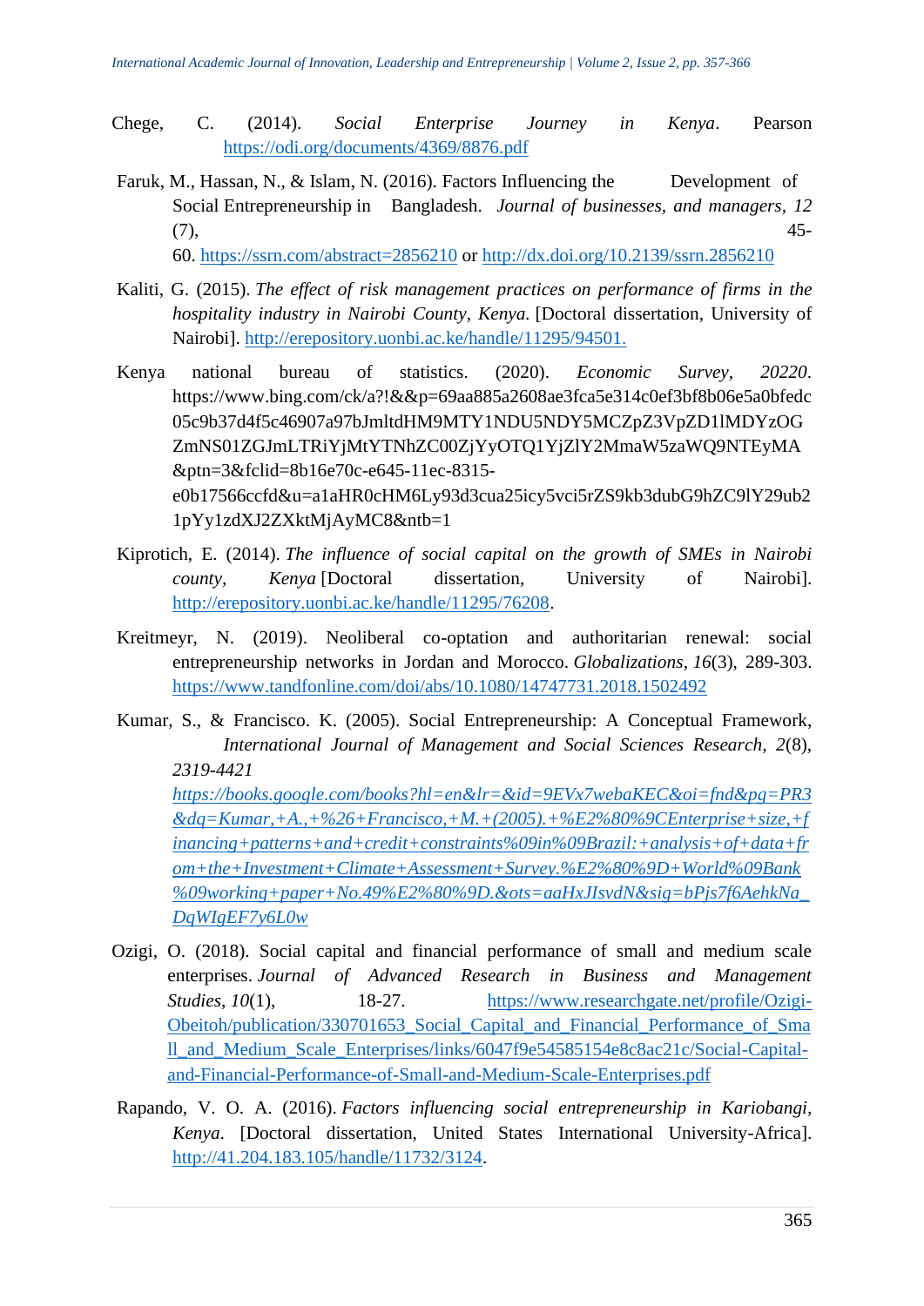Chege, C. (2014). *Social Enterprise Journey in Kenya*. Pearson https://odi.org/documents/4369/8876.pdf

Faruk, M., Hassan, N., & Islam, N. (2016). Factors Influencing the Development of Social Entrepreneurship in Bangladesh. *Journal of businesses, and managers, 12* (7), 45-60. https://ssrn.com/abstract=2856210 or http://dx.doi.org/10.2139/ssrn.2856210

Kaliti, G. (2015). *The effect of risk management practices on performance of firms in the hospitality industry in Nairobi County, Kenya*. [Doctoral dissertation, University of Nairobi]. http://erepository.uonbi.ac.ke/handle/11295/94501.

Kenya national bureau of statistics. (2020). *Economic Survey, 20220*. https://www.bing.com/ck/a?!&&p=69aa885a2608ae3fca5e314c0ef3bf8b06e5a0bfedc05c9b37d4f5c46907a97bJmltdHM9MTY1NDU5NDY5MCZpZ3VpZD1lMDYzOGZmNS01ZGJmLTRiYjMtYTNhZC00ZjYyOTQ1YjZlY2MmaW5zaWQ9NTEyMA&ptn=3&fclid=8b16e70c-e645-11ec-8315-e0b17566ccfd&u=a1aHR0cHM6Ly93d3cua25icy5vci5rZS9kb3dubG9hZC9lY29ub21pYy1zdXJ2ZXktMjAyMC8&ntb=1

Kiprotich, E. (2014). *The influence of social capital on the growth of SMEs in Nairobi county, Kenya* [Doctoral dissertation, University of Nairobi]. http://erepository.uonbi.ac.ke/handle/11295/76208.

Kreitmeyr, N. (2019). Neoliberal co-optation and authoritarian renewal: social entrepreneurship networks in Jordan and Morocco. *Globalizations*, *16*(3), 289-303. https://www.tandfonline.com/doi/abs/10.1080/14747731.2018.1502492

Kumar, S., & Francisco. K. (2005). Social Entrepreneurship: A Conceptual Framework, *International Journal of Management and Social Sciences Research*, *2*(8), *2319-4421* *https://books.google.com/books?hl=en&lr=&id=9EVx7webaKEC&oi=fnd&pg=PR3&dq=Kumar,+A.,+%26+Francisco,+M.+(2005).+%E2%80%9CEnterprise+size,+financing+patterns+and+credit+constraints%09in%09Brazil:+analysis+of+data+from+the+Investment+Climate+Assessment+Survey.%E2%80%9D+World%09Bank%09working+paper+No.49%E2%80%9D.&ots=aaHxJIsvdN&sig=bPjs7f6AehkNa_DqWIgEF7y6L0w*

Ozigi, O. (2018). Social capital and financial performance of small and medium scale enterprises. *Journal of Advanced Research in Business and Management Studies*, *10*(1), 18-27. https://www.researchgate.net/profile/Ozigi-Obeitoh/publication/330701653_Social_Capital_and_Financial_Performance_of_Small_and_Medium_Scale_Enterprises/links/6047f9e54585154e8c8ac21c/Social-Capital-and-Financial-Performance-of-Small-and-Medium-Scale-Enterprises.pdf

Rapando, V. O. A. (2016). *Factors influencing social entrepreneurship in Kariobangi, Kenya*. [Doctoral dissertation, United States International University-Africa]. http://41.204.183.105/handle/11732/3124.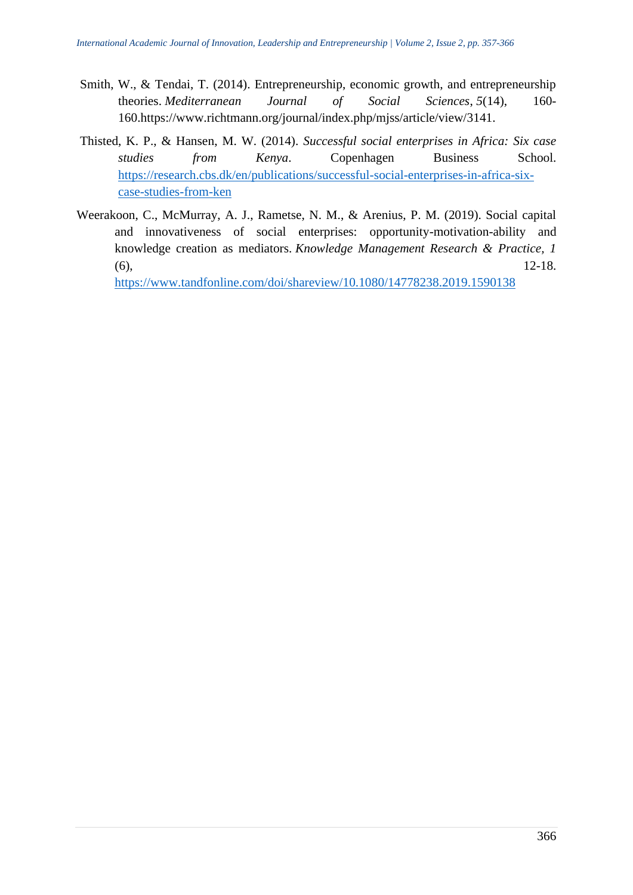Smith, W., & Tendai, T. (2014). Entrepreneurship, economic growth, and entrepreneurship theories. *Mediterranean Journal of Social Sciences*, *5*(14), 160-160.https://www.richtmann.org/journal/index.php/mjss/article/view/3141.

Thisted, K. P., & Hansen, M. W. (2014). *Successful social enterprises in Africa: Six case studies from Kenya*. Copenhagen Business School. https://research.cbs.dk/en/publications/successful-social-enterprises-in-africa-six-case-studies-from-ken

Weerakoon, C., McMurray, A. J., Rametse, N. M., & Arenius, P. M. (2019). Social capital and innovativeness of social enterprises: opportunity-motivation-ability and knowledge creation as mediators. *Knowledge Management Research & Practice*, *1* (6), 12-18. https://www.tandfonline.com/doi/shareview/10.1080/14778238.2019.1590138